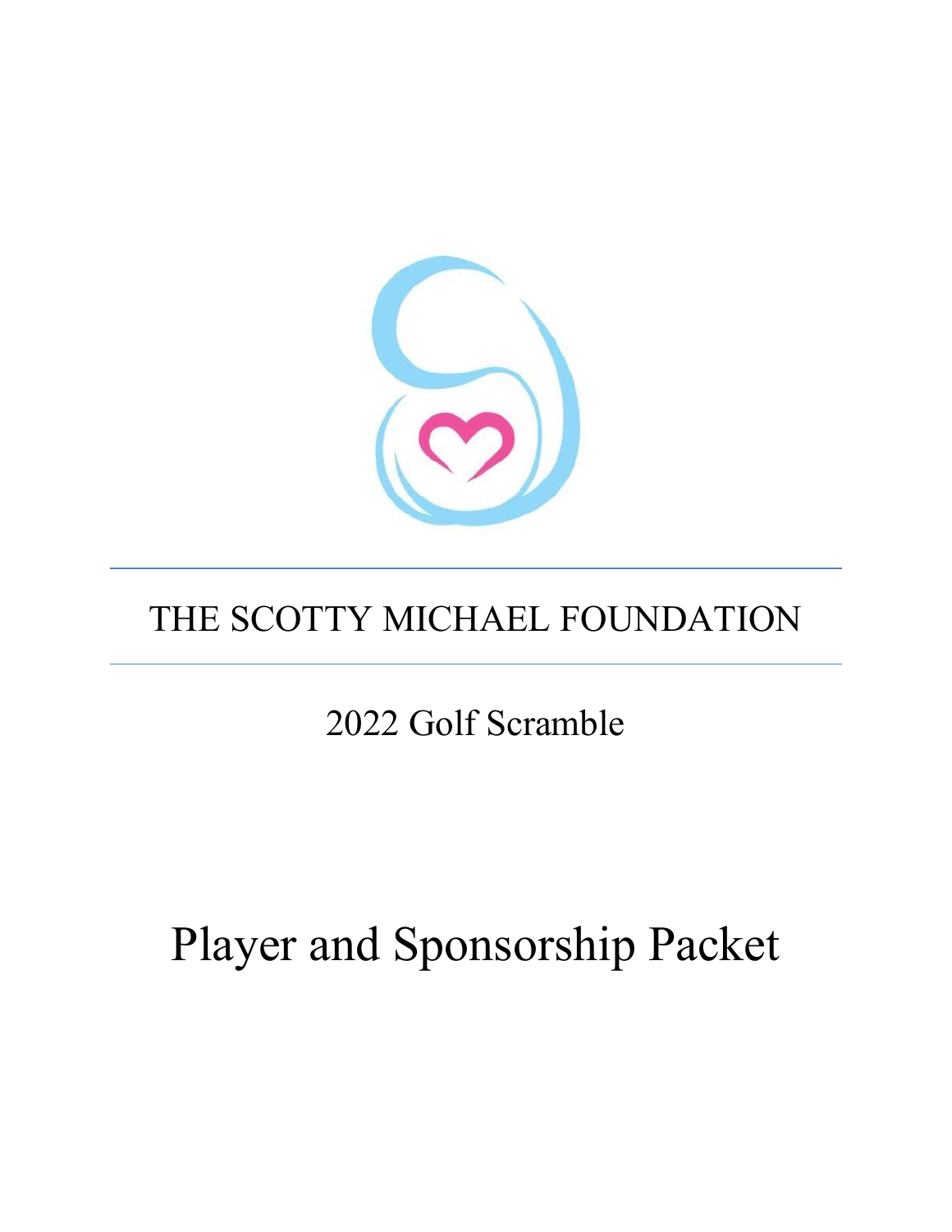# THE SCOTTY MICHAEL FOUNDATION

## 2022 Golf Scramble

# Player and Sponsorship Packet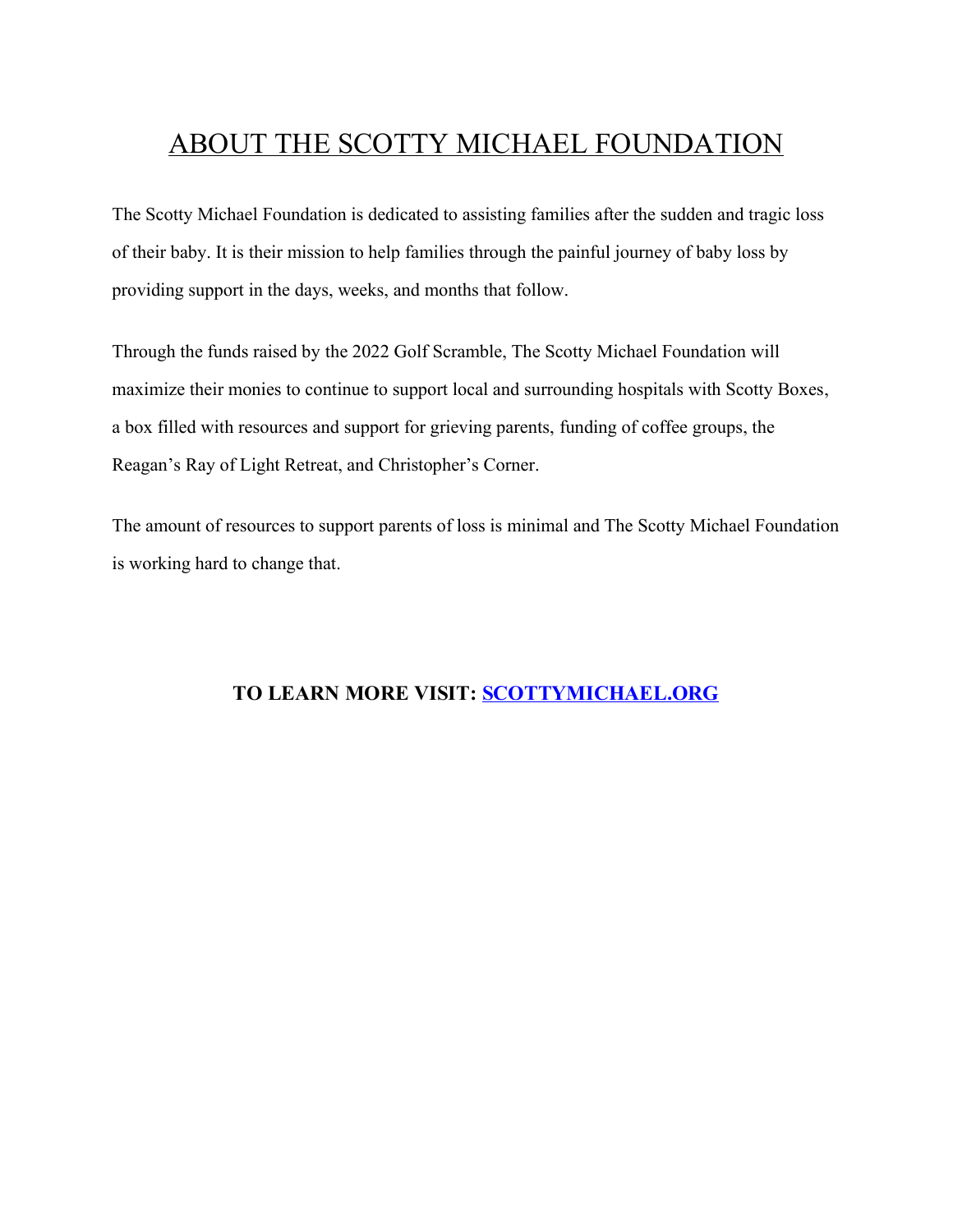# ABOUT THE SCOTTY MICHAEL FOUNDATION

The Scotty Michael Foundation is dedicated to assisting families after the sudden and tragic loss of their baby. It is their mission to help families through the painful journey of baby loss by providing support in the days, weeks, and months that follow.

Through the funds raised by the 2022 Golf Scramble, The Scotty Michael Foundation will maximize their monies to continue to support local and surrounding hospitals with Scotty Boxes, a box filled with resources and support for grieving parents, funding of coffee groups, the Reagan's Ray of Light Retreat, and Christopher's Corner.

The amount of resources to support parents of loss is minimal and The Scotty Michael Foundation is working hard to change that.

**TO LEARN MORE VISIT: SCOTTYMICHAEL.ORG**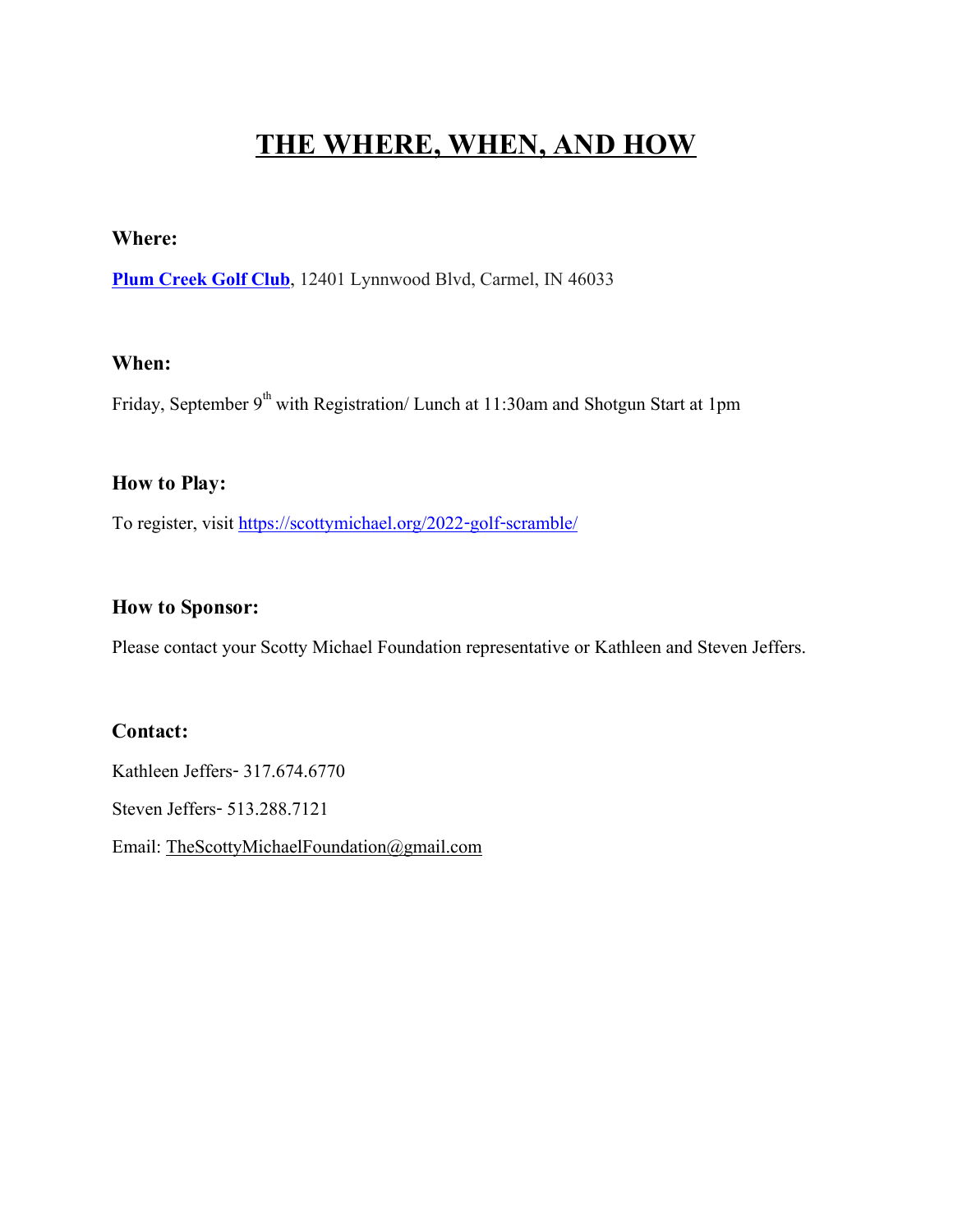# THE WHERE, WHEN, AND HOW

**Where:**

**Plum Creek Golf Club**, 12401 Lynnwood Blvd, Carmel, IN 46033

**When:**

Friday, September 9th with Registration/ Lunch at 11:30am and Shotgun Start at 1pm

**How to Play:**

To register, visit https://scottymichael.org/2022-golf-scramble/

**How to Sponsor:**

Please contact your Scotty Michael Foundation representative or Kathleen and Steven Jeffers.

**Contact:**

Kathleen Jeffers- 317.674.6770

Steven Jeffers- 513.288.7121

Email: TheScottyMichaelFoundation@gmail.com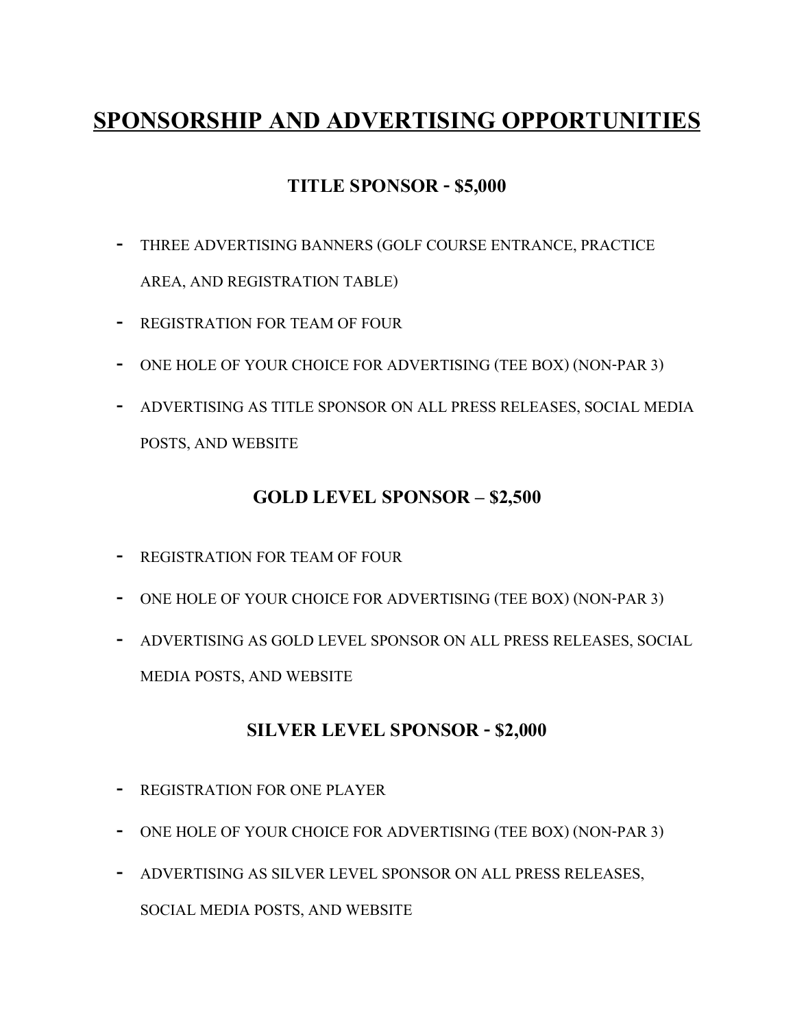# SPONSORSHIP AND ADVERTISING OPPORTUNITIES

## TITLE SPONSOR - $5,000

- THREE ADVERTISING BANNERS (GOLF COURSE ENTRANCE, PRACTICE AREA, AND REGISTRATION TABLE)
- REGISTRATION FOR TEAM OF FOUR
- ONE HOLE OF YOUR CHOICE FOR ADVERTISING (TEE BOX) (NON-PAR 3)
- ADVERTISING AS TITLE SPONSOR ON ALL PRESS RELEASES, SOCIAL MEDIA POSTS, AND WEBSITE

## GOLD LEVEL SPONSOR – $2,500

- REGISTRATION FOR TEAM OF FOUR
- ONE HOLE OF YOUR CHOICE FOR ADVERTISING (TEE BOX) (NON-PAR 3)
- ADVERTISING AS GOLD LEVEL SPONSOR ON ALL PRESS RELEASES, SOCIAL MEDIA POSTS, AND WEBSITE

## SILVER LEVEL SPONSOR - $2,000

- REGISTRATION FOR ONE PLAYER
- ONE HOLE OF YOUR CHOICE FOR ADVERTISING (TEE BOX) (NON-PAR 3)
- ADVERTISING AS SILVER LEVEL SPONSOR ON ALL PRESS RELEASES, SOCIAL MEDIA POSTS, AND WEBSITE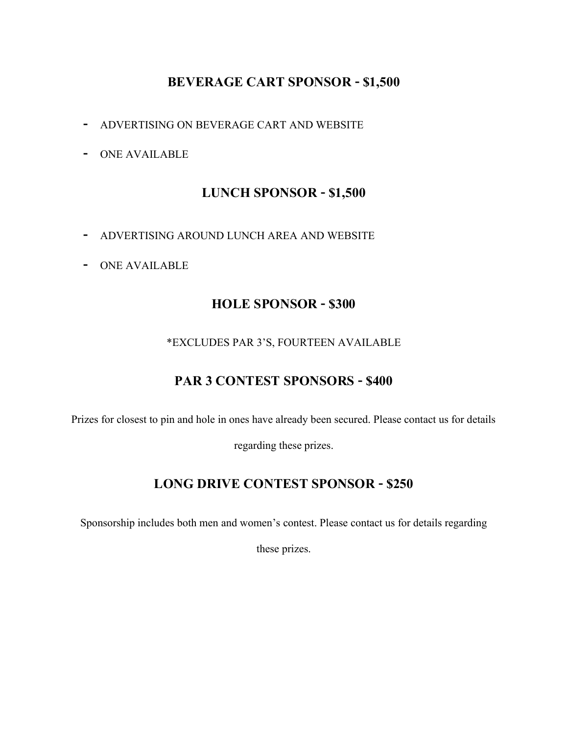## BEVERAGE CART SPONSOR - $1,500

- ADVERTISING ON BEVERAGE CART AND WEBSITE
- ONE AVAILABLE

## LUNCH SPONSOR - $1,500

- ADVERTISING AROUND LUNCH AREA AND WEBSITE
- ONE AVAILABLE

## HOLE SPONSOR - $300

*EXCLUDES PAR 3'S, FOURTEEN AVAILABLE

## PAR 3 CONTEST SPONSORS - $400

Prizes for closest to pin and hole in ones have already been secured. Please contact us for details regarding these prizes.

## LONG DRIVE CONTEST SPONSOR - $250

Sponsorship includes both men and women's contest. Please contact us for details regarding these prizes.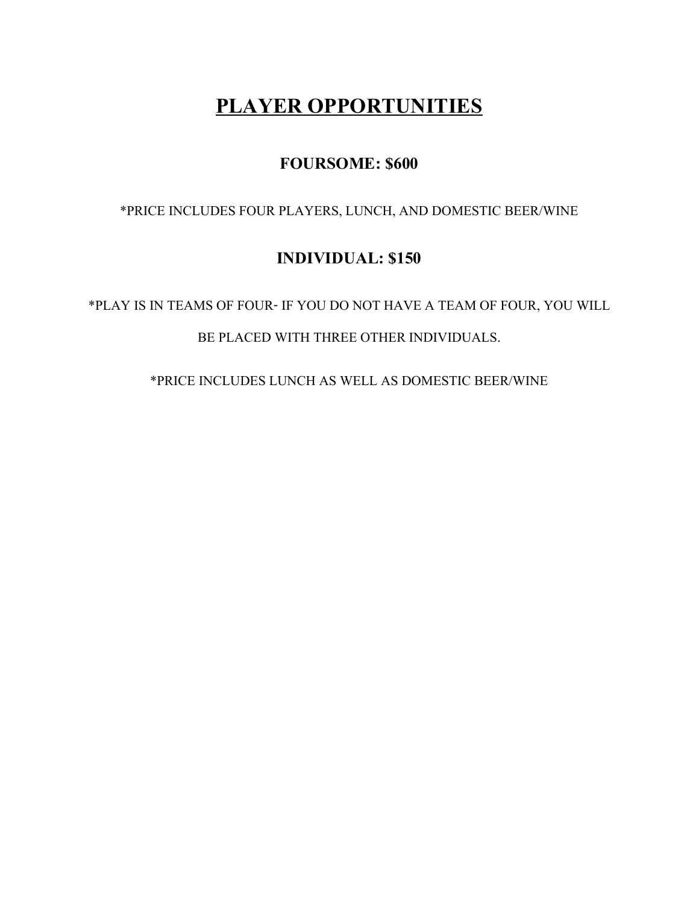# PLAYER OPPORTUNITIES

## FOURSOME: $600

*PRICE INCLUDES FOUR PLAYERS, LUNCH, AND DOMESTIC BEER/WINE

## INDIVIDUAL: $150

*PLAY IS IN TEAMS OF FOUR- IF YOU DO NOT HAVE A TEAM OF FOUR, YOU WILL BE PLACED WITH THREE OTHER INDIVIDUALS.

*PRICE INCLUDES LUNCH AS WELL AS DOMESTIC BEER/WINE